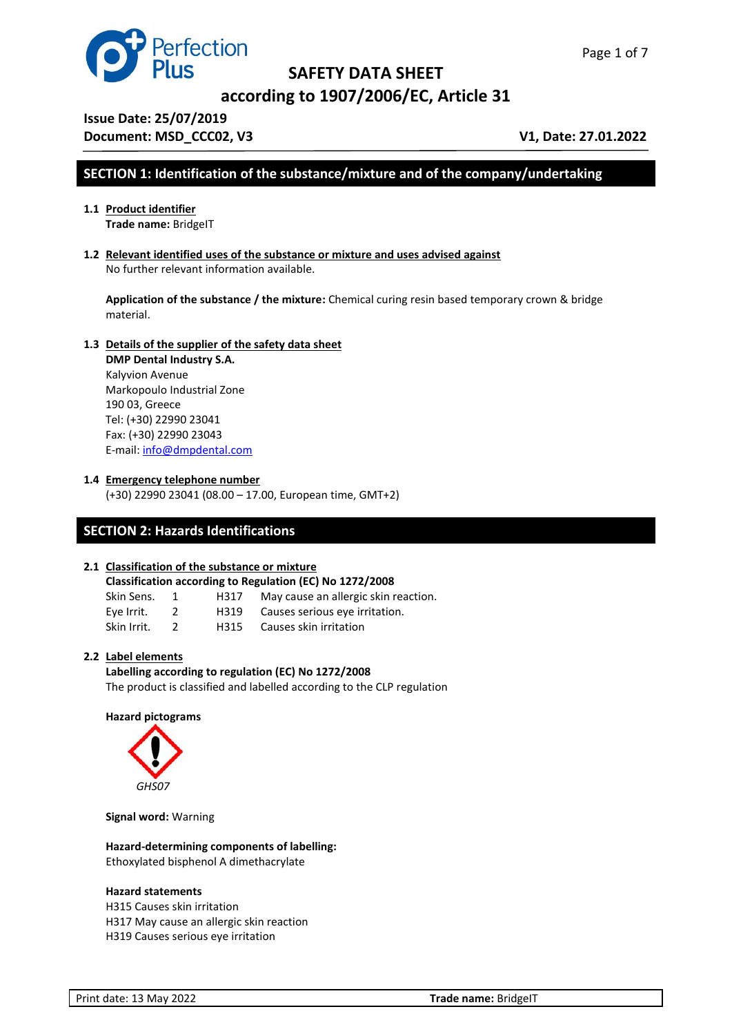# SAFETY DATA SHEET

## according to 1907/2006/EC, Article 31

**Issue Date: 25/07/2019**
**Document: MSD_CCC02, V3** **V1, Date: 27.01.2022**

## SECTION 1: Identification of the substance/mixture and of the company/undertaking

**1.1 Product identifier**

**Trade name:** BridgeIT

**1.2 Relevant identified uses of the substance or mixture and uses advised against**

No further relevant information available.

**Application of the substance / the mixture:** Chemical curing resin based temporary crown & bridge material.

**1.3 Details of the supplier of the safety data sheet**

**DMP Dental Industry S.A.**
Kalyvion Avenue
Markopoulo Industrial Zone
190 03, Greece
Tel: (+30) 22990 23041
Fax: (+30) 22990 23043
E-mail: info@dmpdental.com

**1.4 Emergency telephone number**

(+30) 22990 23041 (08.00 – 17.00, European time, GMT+2)

## SECTION 2: Hazards Identifications

**2.1 Classification of the substance or mixture**

**Classification according to Regulation (EC) No 1272/2008**

| | | | |
|---|---|---|---|
| Skin Sens. | 1 | H317 | May cause an allergic skin reaction. |
| Eye Irrit. | 2 | H319 | Causes serious eye irritation. |
| Skin Irrit. | 2 | H315 | Causes skin irritation |

**2.2 Label elements**

**Labelling according to regulation (EC) No 1272/2008**

The product is classified and labelled according to the CLP regulation

**Hazard pictograms**

*GHS07*

**Signal word:** Warning

**Hazard-determining components of labelling:**
Ethoxylated bisphenol A dimethacrylate

**Hazard statements**
H315 Causes skin irritation
H317 May cause an allergic skin reaction
H319 Causes serious eye irritation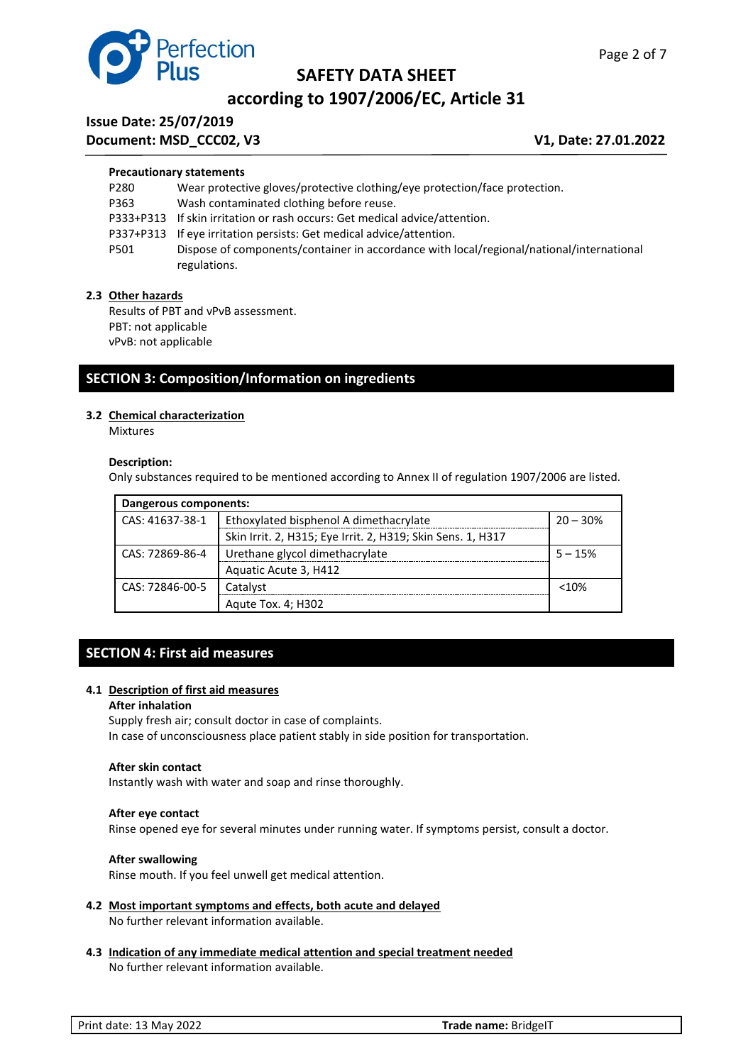**Precautionary statements**

| | |
|---|---|
| P280 | Wear protective gloves/protective clothing/eye protection/face protection. |
| P363 | Wash contaminated clothing before reuse. |
| P333+P313 | If skin irritation or rash occurs: Get medical advice/attention. |
| P337+P313 | If eye irritation persists: Get medical advice/attention. |
| P501 | Dispose of components/container in accordance with local/regional/national/international regulations. |

### 2.3 Other hazards

Results of PBT and vPvB assessment.
PBT: not applicable
vPvB: not applicable

## SECTION 3: Composition/Information on ingredients

### 3.2 Chemical characterization

Mixtures

**Description:**
Only substances required to be mentioned according to Annex II of regulation 1907/2006 are listed.

| Dangerous components: | | |
|---|---|---|
| CAS: 41637-38-1 | Ethoxylated bisphenol A dimethacrylate | 20 – 30% |
| | Skin Irrit. 2, H315; Eye Irrit. 2, H319; Skin Sens. 1, H317 | |
| CAS: 72869-86-4 | Urethane glycol dimethacrylate | 5 – 15% |
| | Aquatic Acute 3, H412 | |
| CAS: 72846-00-5 | Catalyst | <10% |
| | Aqute Tox. 4; H302 | |

## SECTION 4: First aid measures

### 4.1 Description of first aid measures

**After inhalation**
Supply fresh air; consult doctor in case of complaints.
In case of unconsciousness place patient stably in side position for transportation.

**After skin contact**
Instantly wash with water and soap and rinse thoroughly.

**After eye contact**
Rinse opened eye for several minutes under running water. If symptoms persist, consult a doctor.

**After swallowing**
Rinse mouth. If you feel unwell get medical attention.

### 4.2 Most important symptoms and effects, both acute and delayed

No further relevant information available.

### 4.3 Indication of any immediate medical attention and special treatment needed

No further relevant information available.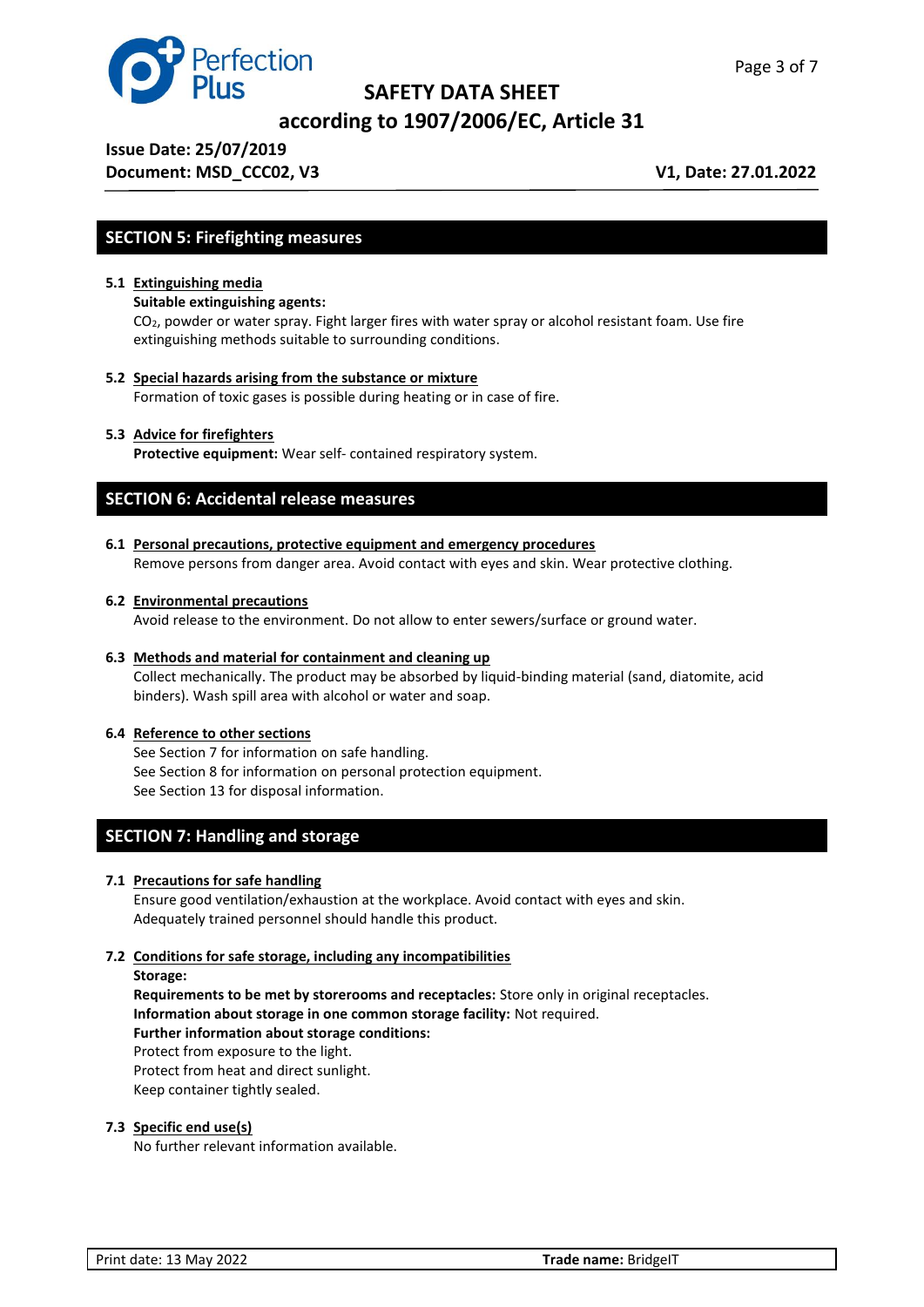## SECTION 5: Firefighting measures

**5.1 Extinguishing media**

**Suitable extinguishing agents:**
$CO_2$, powder or water spray. Fight larger fires with water spray or alcohol resistant foam. Use fire extinguishing methods suitable to surrounding conditions.

**5.2 Special hazards arising from the substance or mixture**

Formation of toxic gases is possible during heating or in case of fire.

**5.3 Advice for firefighters**

**Protective equipment:** Wear self- contained respiratory system.

## SECTION 6: Accidental release measures

**6.1 Personal precautions, protective equipment and emergency procedures**

Remove persons from danger area. Avoid contact with eyes and skin. Wear protective clothing.

**6.2 Environmental precautions**

Avoid release to the environment. Do not allow to enter sewers/surface or ground water.

**6.3 Methods and material for containment and cleaning up**

Collect mechanically. The product may be absorbed by liquid-binding material (sand, diatomite, acid binders). Wash spill area with alcohol or water and soap.

**6.4 Reference to other sections**

See Section 7 for information on safe handling.
See Section 8 for information on personal protection equipment.
See Section 13 for disposal information.

## SECTION 7: Handling and storage

**7.1 Precautions for safe handling**

Ensure good ventilation/exhaustion at the workplace. Avoid contact with eyes and skin.
Adequately trained personnel should handle this product.

**7.2 Conditions for safe storage, including any incompatibilities**

**Storage:**
**Requirements to be met by storerooms and receptacles:** Store only in original receptacles.
**Information about storage in one common storage facility:** Not required.
**Further information about storage conditions:**
Protect from exposure to the light.
Protect from heat and direct sunlight.
Keep container tightly sealed.

**7.3 Specific end use(s)**

No further relevant information available.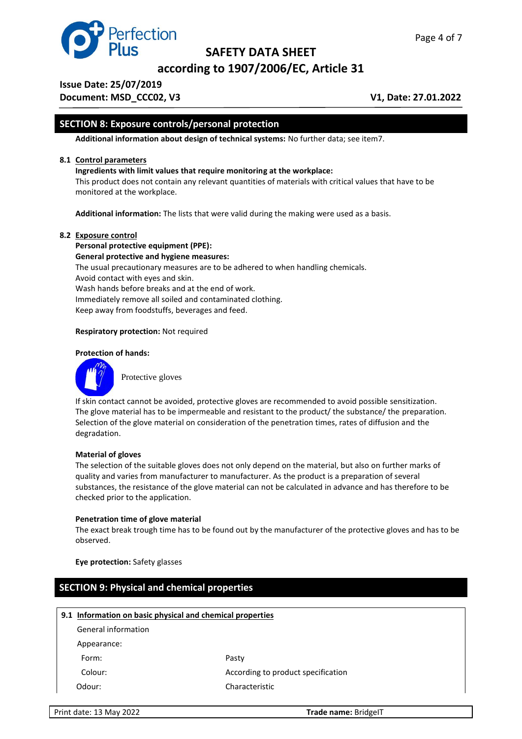## SECTION 8: Exposure controls/personal protection

**Additional information about design of technical systems:** No further data; see item7.

### 8.1 Control parameters

**Ingredients with limit values that require monitoring at the workplace:**
This product does not contain any relevant quantities of materials with critical values that have to be monitored at the workplace.

**Additional information:** The lists that were valid during the making were used as a basis.

### 8.2 Exposure control

**Personal protective equipment (PPE):**
**General protective and hygiene measures:**
The usual precautionary measures are to be adhered to when handling chemicals.
Avoid contact with eyes and skin.
Wash hands before breaks and at the end of work.
Immediately remove all soiled and contaminated clothing.
Keep away from foodstuffs, beverages and feed.

**Respiratory protection:** Not required

**Protection of hands:**

Protective gloves

If skin contact cannot be avoided, protective gloves are recommended to avoid possible sensitization.
The glove material has to be impermeable and resistant to the product/ the substance/ the preparation.
Selection of the glove material on consideration of the penetration times, rates of diffusion and the degradation.

**Material of gloves**
The selection of the suitable gloves does not only depend on the material, but also on further marks of quality and varies from manufacturer to manufacturer. As the product is a preparation of several substances, the resistance of the glove material can not be calculated in advance and has therefore to be checked prior to the application.

**Penetration time of glove material**
The exact break trough time has to be found out by the manufacturer of the protective gloves and has to be observed.

**Eye protection:** Safety glasses

## SECTION 9: Physical and chemical properties

### 9.1 Information on basic physical and chemical properties

| | |
|---|---|
| General information | |
| Appearance: | |
| Form: | Pasty |
| Colour: | According to product specification |
| Odour: | Characteristic |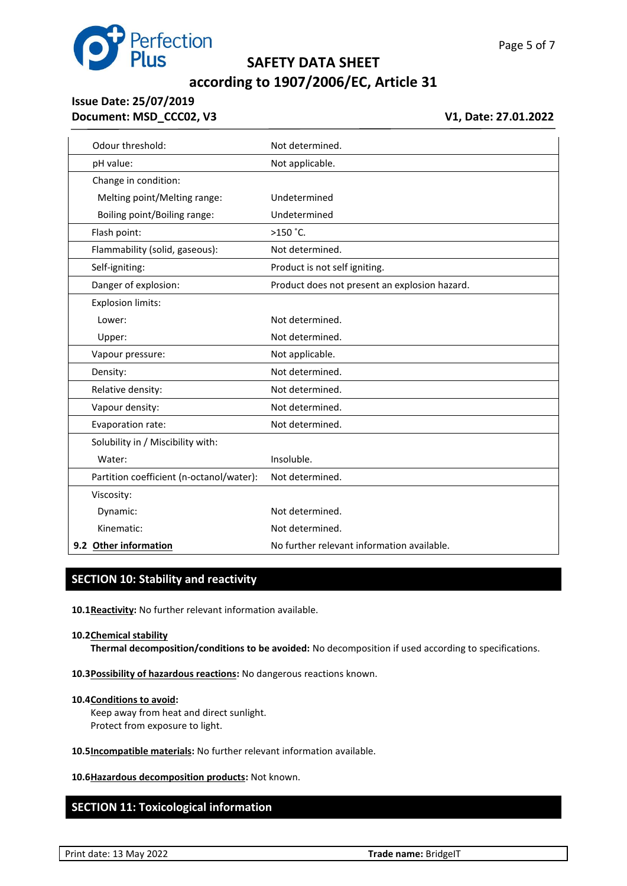| | |
|---|---|
| Odour threshold: | Not determined. |
| pH value: | Not applicable. |
| Change in condition: | |
| Melting point/Melting range: | Undetermined |
| Boiling point/Boiling range: | Undetermined |
| Flash point: | >150 °C. |
| Flammability (solid, gaseous): | Not determined. |
| Self-igniting: | Product is not self igniting. |
| Danger of explosion: | Product does not present an explosion hazard. |
| Explosion limits: | |
| Lower: | Not determined. |
| Upper: | Not determined. |
| Vapour pressure: | Not applicable. |
| Density: | Not determined. |
| Relative density: | Not determined. |
| Vapour density: | Not determined. |
| Evaporation rate: | Not determined. |
| Solubility in / Miscibility with: | |
| Water: | Insoluble. |
| Partition coefficient (n-octanol/water): | Not determined. |
| Viscosity: | |
| Dynamic: | Not determined. |
| Kinematic: | Not determined. |
| **9.2 Other information** | No further relevant information available. |

## SECTION 10: Stability and reactivity

**10.1 Reactivity:** No further relevant information available.

**10.2 Chemical stability**

**Thermal decomposition/conditions to be avoided:** No decomposition if used according to specifications.

**10.3 Possibility of hazardous reactions:** No dangerous reactions known.

**10.4 Conditions to avoid:**

Keep away from heat and direct sunlight.
Protect from exposure to light.

**10.5 Incompatible materials:** No further relevant information available.

**10.6 Hazardous decomposition products:** Not known.

## SECTION 11: Toxicological information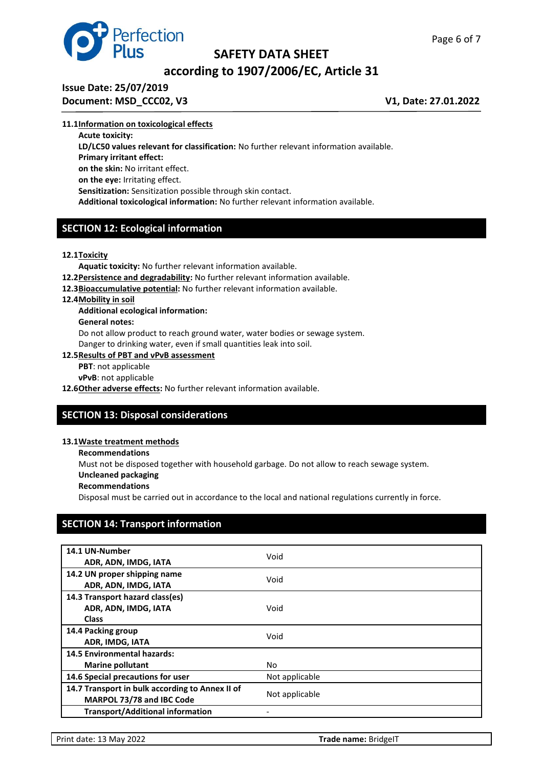**11.1 Information on toxicological effects**

**Acute toxicity:**

**LD/LC50 values relevant for classification:** No further relevant information available.

**Primary irritant effect:**

**on the skin:** No irritant effect.

**on the eye:** Irritating effect.

**Sensitization:** Sensitization possible through skin contact.

**Additional toxicological information:** No further relevant information available.

## SECTION 12: Ecological information

**12.1 Toxicity**

**Aquatic toxicity:** No further relevant information available.

**12.2 Persistence and degradability:** No further relevant information available.

**12.3 Bioaccumulative potential:** No further relevant information available.

**12.4 Mobility in soil**

**Additional ecological information:**

**General notes:**

Do not allow product to reach ground water, water bodies or sewage system.

Danger to drinking water, even if small quantities leak into soil.

**12.5 Results of PBT and vPvB assessment**

**PBT**: not applicable

**vPvB**: not applicable

**12.6 Other adverse effects:** No further relevant information available.

## SECTION 13: Disposal considerations

**13.1 Waste treatment methods**

**Recommendations**

Must not be disposed together with household garbage. Do not allow to reach sewage system.

**Uncleaned packaging**

**Recommendations**

Disposal must be carried out in accordance to the local and national regulations currently in force.

## SECTION 14: Transport information

| | |
|---|---|
| **14.1 UN-Number**<br>**ADR, ADN, IMDG, IATA** | Void |
| **14.2 UN proper shipping name**<br>**ADR, ADN, IMDG, IATA** | Void |
| **14.3 Transport hazard class(es)**<br>**ADR, ADN, IMDG, IATA**<br>**Class** | Void |
| **14.4 Packing group**<br>**ADR, IMDG, IATA** | Void |
| **14.5 Environmental hazards:**<br>**Marine pollutant** | No |
| **14.6 Special precautions for user** | Not applicable |
| **14.7 Transport in bulk according to Annex II of MARPOL 73/78 and IBC Code** | Not applicable |
| **Transport/Additional information** | - |

Print date: 13 May 2022 **Trade name:** BridgeIT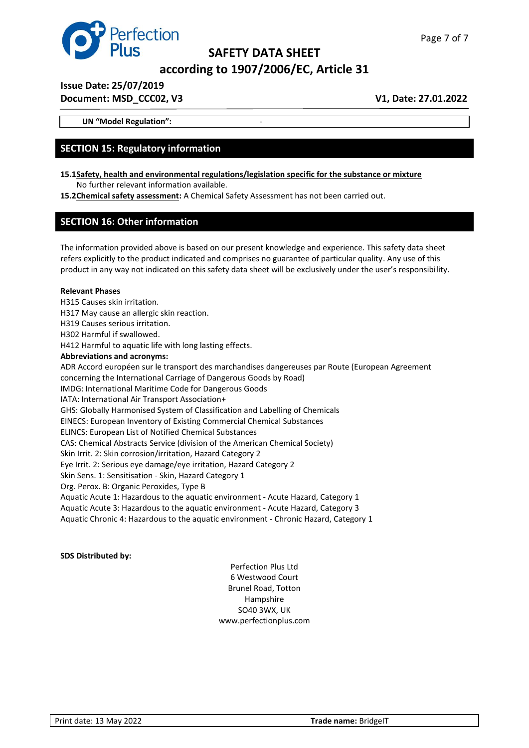| UN "Model Regulation": | - |
|---|---|

## SECTION 15: Regulatory information

**15.1Safety, health and environmental regulations/legislation specific for the substance or mixture**
No further relevant information available.

**15.2Chemical safety assessment:** A Chemical Safety Assessment has not been carried out.

## SECTION 16: Other information

The information provided above is based on our present knowledge and experience. This safety data sheet refers explicitly to the product indicated and comprises no guarantee of particular quality. Any use of this product in any way not indicated on this safety data sheet will be exclusively under the user's responsibility.

**Relevant Phases**

H315 Causes skin irritation.
H317 May cause an allergic skin reaction.
H319 Causes serious irritation.
H302 Harmful if swallowed.
H412 Harmful to aquatic life with long lasting effects.

**Abbreviations and acronyms:**

ADR Accord européen sur le transport des marchandises dangereuses par Route (European Agreement concerning the International Carriage of Dangerous Goods by Road)
IMDG: International Maritime Code for Dangerous Goods
IATA: International Air Transport Association+
GHS: Globally Harmonised System of Classification and Labelling of Chemicals
EINECS: European Inventory of Existing Commercial Chemical Substances
ELINCS: European List of Notified Chemical Substances
CAS: Chemical Abstracts Service (division of the American Chemical Society)
Skin Irrit. 2: Skin corrosion/irritation, Hazard Category 2
Eye Irrit. 2: Serious eye damage/eye irritation, Hazard Category 2
Skin Sens. 1: Sensitisation - Skin, Hazard Category 1
Org. Perox. B: Organic Peroxides, Type B
Aquatic Acute 1: Hazardous to the aquatic environment - Acute Hazard, Category 1
Aquatic Acute 3: Hazardous to the aquatic environment - Acute Hazard, Category 3
Aquatic Chronic 4: Hazardous to the aquatic environment - Chronic Hazard, Category 1

**SDS Distributed by:**

Perfection Plus Ltd
6 Westwood Court
Brunel Road, Totton
Hampshire
SO40 3WX, UK
www.perfectionplus.com